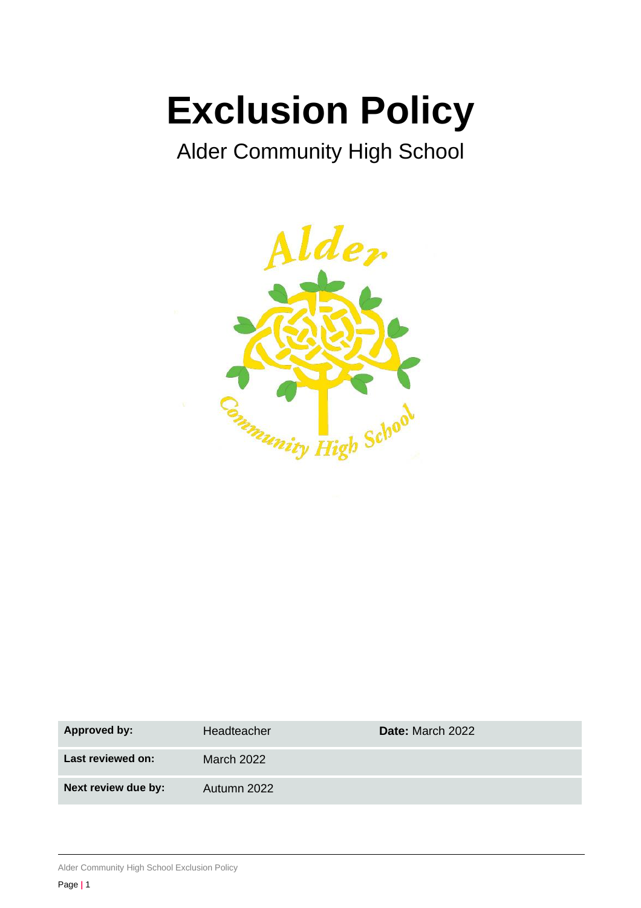# Exclusion Policy

Alder Community High School

| | | |
|---|---|---|
| **Approved by:** | Headteacher | **Date:** March 2022 |
| **Last reviewed on:** | March 2022 | |
| **Next review due by:** | Autumn 2022 | |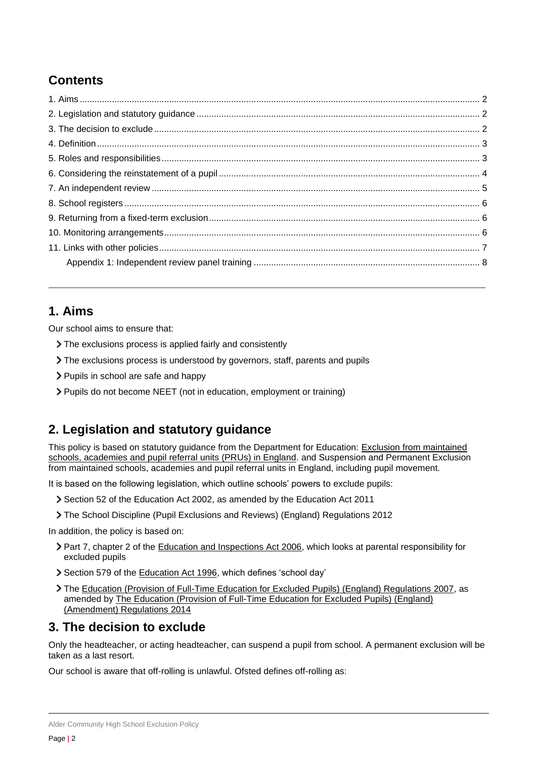## Contents

1. Aims ..... 2
2. Legislation and statutory guidance ..... 2
3. The decision to exclude ..... 2
4. Definition ..... 3
5. Roles and responsibilities ..... 3
6. Considering the reinstatement of a pupil ..... 4
7. An independent review ..... 5
8. School registers ..... 6
9. Returning from a fixed-term exclusion ..... 6
10. Monitoring arrangements ..... 6
11. Links with other policies ..... 7

Appendix 1: Independent review panel training ..... 8

---

## 1. Aims

Our school aims to ensure that:

- The exclusions process is applied fairly and consistently
- The exclusions process is understood by governors, staff, parents and pupils
- Pupils in school are safe and happy
- Pupils do not become NEET (not in education, employment or training)

## 2. Legislation and statutory guidance

This policy is based on statutory guidance from the Department for Education: Exclusion from maintained schools, academies and pupil referral units (PRUs) in England. and Suspension and Permanent Exclusion from maintained schools, academies and pupil referral units in England, including pupil movement.

It is based on the following legislation, which outline schools' powers to exclude pupils:

- Section 52 of the Education Act 2002, as amended by the Education Act 2011
- The School Discipline (Pupil Exclusions and Reviews) (England) Regulations 2012

In addition, the policy is based on:

- Part 7, chapter 2 of the Education and Inspections Act 2006, which looks at parental responsibility for excluded pupils
- Section 579 of the Education Act 1996, which defines 'school day'
- The Education (Provision of Full-Time Education for Excluded Pupils) (England) Regulations 2007, as amended by The Education (Provision of Full-Time Education for Excluded Pupils) (England) (Amendment) Regulations 2014

## 3. The decision to exclude

Only the headteacher, or acting headteacher, can suspend a pupil from school. A permanent exclusion will be taken as a last resort.

Our school is aware that off-rolling is unlawful. Ofsted defines off-rolling as: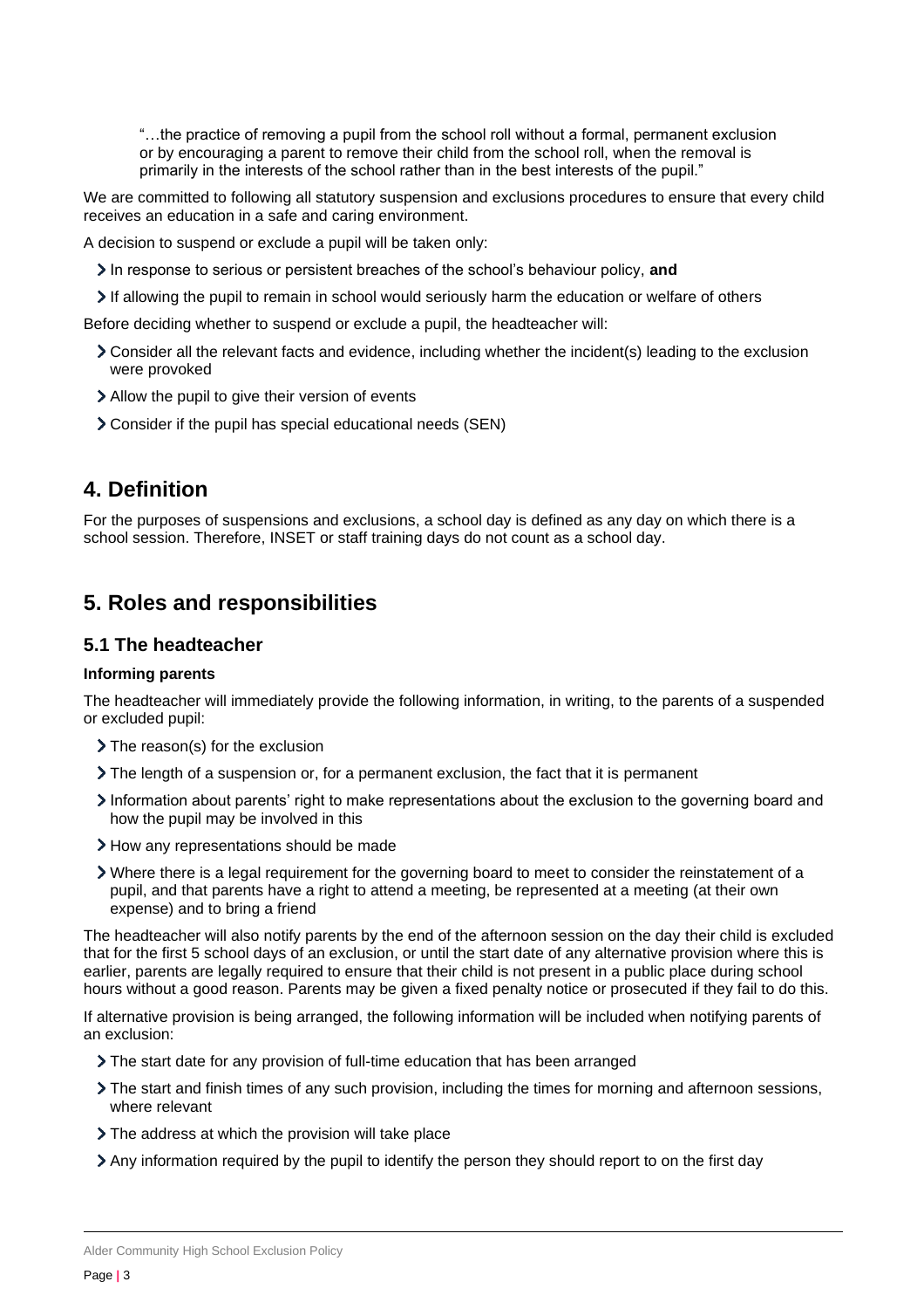> "…the practice of removing a pupil from the school roll without a formal, permanent exclusion or by encouraging a parent to remove their child from the school roll, when the removal is primarily in the interests of the school rather than in the best interests of the pupil."

We are committed to following all statutory suspension and exclusions procedures to ensure that every child receives an education in a safe and caring environment.

A decision to suspend or exclude a pupil will be taken only:

- In response to serious or persistent breaches of the school's behaviour policy, **and**
- If allowing the pupil to remain in school would seriously harm the education or welfare of others

Before deciding whether to suspend or exclude a pupil, the headteacher will:

- Consider all the relevant facts and evidence, including whether the incident(s) leading to the exclusion were provoked
- Allow the pupil to give their version of events
- Consider if the pupil has special educational needs (SEN)

## 4. Definition

For the purposes of suspensions and exclusions, a school day is defined as any day on which there is a school session. Therefore, INSET or staff training days do not count as a school day.

## 5. Roles and responsibilities

### 5.1 The headteacher

**Informing parents**

The headteacher will immediately provide the following information, in writing, to the parents of a suspended or excluded pupil:

- The reason(s) for the exclusion
- The length of a suspension or, for a permanent exclusion, the fact that it is permanent
- Information about parents' right to make representations about the exclusion to the governing board and how the pupil may be involved in this
- How any representations should be made
- Where there is a legal requirement for the governing board to meet to consider the reinstatement of a pupil, and that parents have a right to attend a meeting, be represented at a meeting (at their own expense) and to bring a friend

The headteacher will also notify parents by the end of the afternoon session on the day their child is excluded that for the first 5 school days of an exclusion, or until the start date of any alternative provision where this is earlier, parents are legally required to ensure that their child is not present in a public place during school hours without a good reason. Parents may be given a fixed penalty notice or prosecuted if they fail to do this.

If alternative provision is being arranged, the following information will be included when notifying parents of an exclusion:

- The start date for any provision of full-time education that has been arranged
- The start and finish times of any such provision, including the times for morning and afternoon sessions, where relevant
- The address at which the provision will take place
- Any information required by the pupil to identify the person they should report to on the first day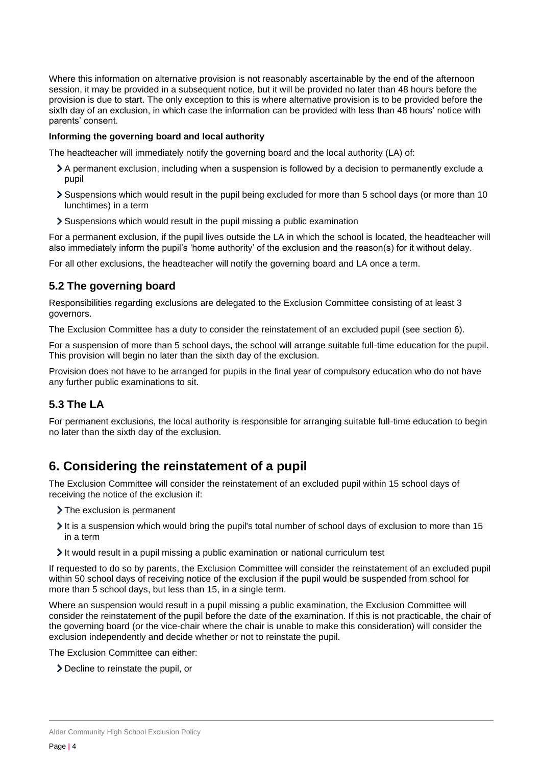Where this information on alternative provision is not reasonably ascertainable by the end of the afternoon session, it may be provided in a subsequent notice, but it will be provided no later than 48 hours before the provision is due to start. The only exception to this is where alternative provision is to be provided before the sixth day of an exclusion, in which case the information can be provided with less than 48 hours' notice with parents' consent.

**Informing the governing board and local authority**

The headteacher will immediately notify the governing board and the local authority (LA) of:

- A permanent exclusion, including when a suspension is followed by a decision to permanently exclude a pupil
- Suspensions which would result in the pupil being excluded for more than 5 school days (or more than 10 lunchtimes) in a term
- Suspensions which would result in the pupil missing a public examination

For a permanent exclusion, if the pupil lives outside the LA in which the school is located, the headteacher will also immediately inform the pupil's 'home authority' of the exclusion and the reason(s) for it without delay.

For all other exclusions, the headteacher will notify the governing board and LA once a term.

## 5.2 The governing board

Responsibilities regarding exclusions are delegated to the Exclusion Committee consisting of at least 3 governors.

The Exclusion Committee has a duty to consider the reinstatement of an excluded pupil (see section 6).

For a suspension of more than 5 school days, the school will arrange suitable full-time education for the pupil. This provision will begin no later than the sixth day of the exclusion.

Provision does not have to be arranged for pupils in the final year of compulsory education who do not have any further public examinations to sit.

## 5.3 The LA

For permanent exclusions, the local authority is responsible for arranging suitable full-time education to begin no later than the sixth day of the exclusion.

# 6. Considering the reinstatement of a pupil

The Exclusion Committee will consider the reinstatement of an excluded pupil within 15 school days of receiving the notice of the exclusion if:

- The exclusion is permanent
- It is a suspension which would bring the pupil's total number of school days of exclusion to more than 15 in a term
- It would result in a pupil missing a public examination or national curriculum test

If requested to do so by parents, the Exclusion Committee will consider the reinstatement of an excluded pupil within 50 school days of receiving notice of the exclusion if the pupil would be suspended from school for more than 5 school days, but less than 15, in a single term.

Where an suspension would result in a pupil missing a public examination, the Exclusion Committee will consider the reinstatement of the pupil before the date of the examination. If this is not practicable, the chair of the governing board (or the vice-chair where the chair is unable to make this consideration) will consider the exclusion independently and decide whether or not to reinstate the pupil.

The Exclusion Committee can either:

- Decline to reinstate the pupil, or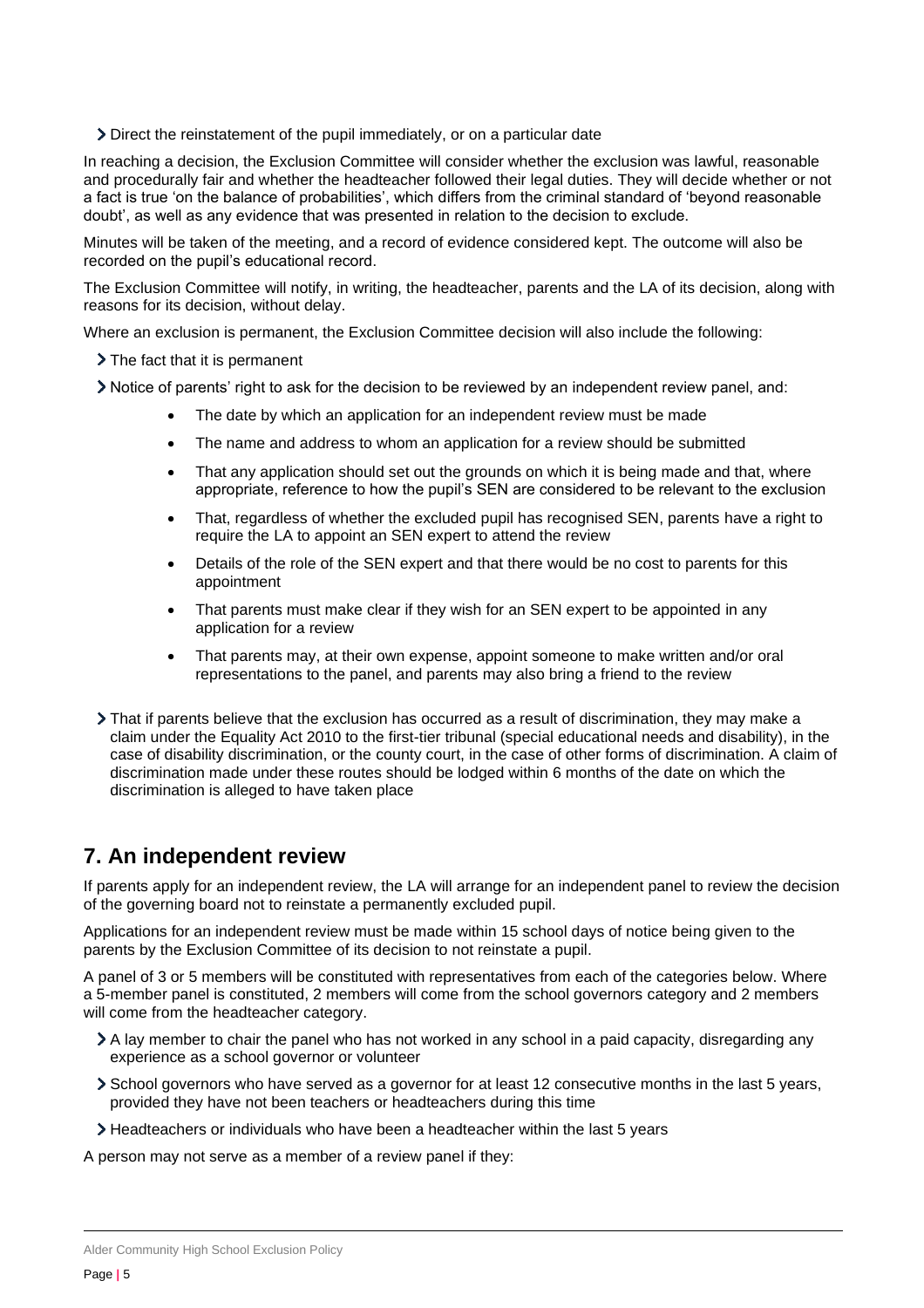- Direct the reinstatement of the pupil immediately, or on a particular date

In reaching a decision, the Exclusion Committee will consider whether the exclusion was lawful, reasonable and procedurally fair and whether the headteacher followed their legal duties. They will decide whether or not a fact is true 'on the balance of probabilities', which differs from the criminal standard of 'beyond reasonable doubt', as well as any evidence that was presented in relation to the decision to exclude.

Minutes will be taken of the meeting, and a record of evidence considered kept. The outcome will also be recorded on the pupil's educational record.

The Exclusion Committee will notify, in writing, the headteacher, parents and the LA of its decision, along with reasons for its decision, without delay.

Where an exclusion is permanent, the Exclusion Committee decision will also include the following:

- The fact that it is permanent
- Notice of parents' right to ask for the decision to be reviewed by an independent review panel, and:
    - The date by which an application for an independent review must be made
    - The name and address to whom an application for a review should be submitted
    - That any application should set out the grounds on which it is being made and that, where appropriate, reference to how the pupil's SEN are considered to be relevant to the exclusion
    - That, regardless of whether the excluded pupil has recognised SEN, parents have a right to require the LA to appoint an SEN expert to attend the review
    - Details of the role of the SEN expert and that there would be no cost to parents for this appointment
    - That parents must make clear if they wish for an SEN expert to be appointed in any application for a review
    - That parents may, at their own expense, appoint someone to make written and/or oral representations to the panel, and parents may also bring a friend to the review
- That if parents believe that the exclusion has occurred as a result of discrimination, they may make a claim under the Equality Act 2010 to the first-tier tribunal (special educational needs and disability), in the case of disability discrimination, or the county court, in the case of other forms of discrimination. A claim of discrimination made under these routes should be lodged within 6 months of the date on which the discrimination is alleged to have taken place

## 7. An independent review

If parents apply for an independent review, the LA will arrange for an independent panel to review the decision of the governing board not to reinstate a permanently excluded pupil.

Applications for an independent review must be made within 15 school days of notice being given to the parents by the Exclusion Committee of its decision to not reinstate a pupil.

A panel of 3 or 5 members will be constituted with representatives from each of the categories below. Where a 5-member panel is constituted, 2 members will come from the school governors category and 2 members will come from the headteacher category.

- A lay member to chair the panel who has not worked in any school in a paid capacity, disregarding any experience as a school governor or volunteer
- School governors who have served as a governor for at least 12 consecutive months in the last 5 years, provided they have not been teachers or headteachers during this time
- Headteachers or individuals who have been a headteacher within the last 5 years

A person may not serve as a member of a review panel if they: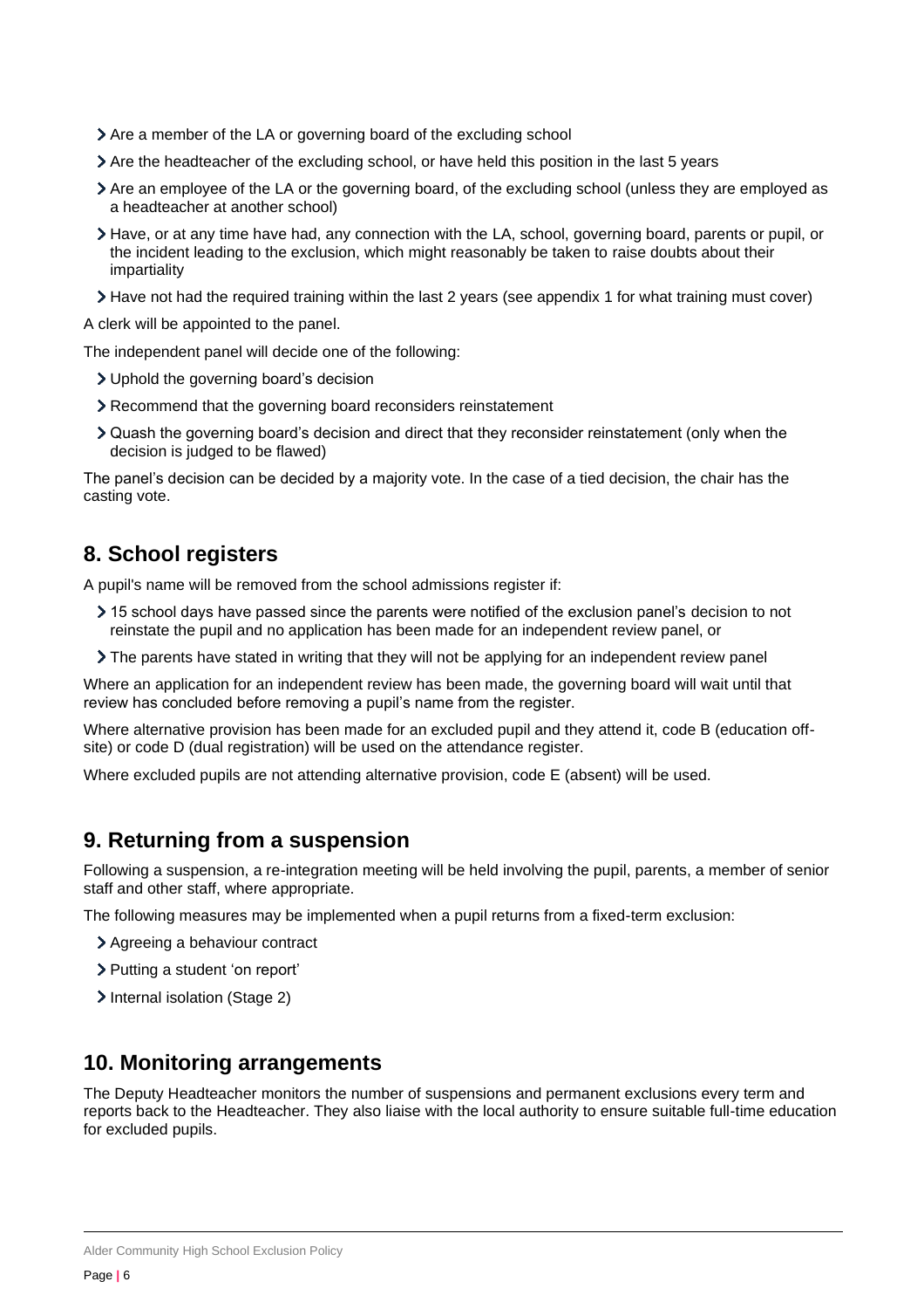- Are a member of the LA or governing board of the excluding school
- Are the headteacher of the excluding school, or have held this position in the last 5 years
- Are an employee of the LA or the governing board, of the excluding school (unless they are employed as a headteacher at another school)
- Have, or at any time have had, any connection with the LA, school, governing board, parents or pupil, or the incident leading to the exclusion, which might reasonably be taken to raise doubts about their impartiality
- Have not had the required training within the last 2 years (see appendix 1 for what training must cover)

A clerk will be appointed to the panel.

The independent panel will decide one of the following:

- Uphold the governing board's decision
- Recommend that the governing board reconsiders reinstatement
- Quash the governing board's decision and direct that they reconsider reinstatement (only when the decision is judged to be flawed)

The panel's decision can be decided by a majority vote. In the case of a tied decision, the chair has the casting vote.

## 8. School registers

A pupil's name will be removed from the school admissions register if:

- 15 school days have passed since the parents were notified of the exclusion panel's decision to not reinstate the pupil and no application has been made for an independent review panel, or
- The parents have stated in writing that they will not be applying for an independent review panel

Where an application for an independent review has been made, the governing board will wait until that review has concluded before removing a pupil's name from the register.

Where alternative provision has been made for an excluded pupil and they attend it, code B (education off-site) or code D (dual registration) will be used on the attendance register.

Where excluded pupils are not attending alternative provision, code E (absent) will be used.

## 9. Returning from a suspension

Following a suspension, a re-integration meeting will be held involving the pupil, parents, a member of senior staff and other staff, where appropriate.

The following measures may be implemented when a pupil returns from a fixed-term exclusion:

- Agreeing a behaviour contract
- Putting a student 'on report'
- Internal isolation (Stage 2)

## 10. Monitoring arrangements

The Deputy Headteacher monitors the number of suspensions and permanent exclusions every term and reports back to the Headteacher. They also liaise with the local authority to ensure suitable full-time education for excluded pupils.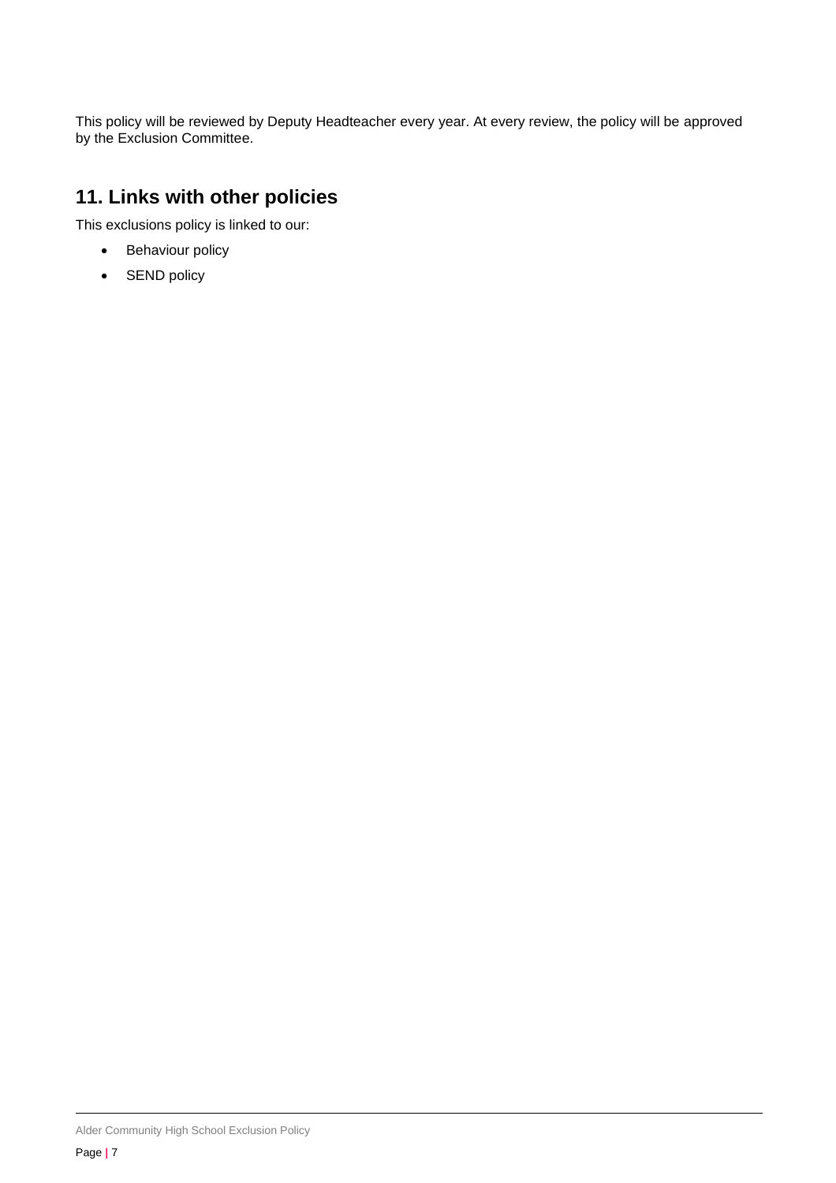This policy will be reviewed by Deputy Headteacher every year. At every review, the policy will be approved by the Exclusion Committee.

## 11. Links with other policies

This exclusions policy is linked to our:

- Behaviour policy
- SEND policy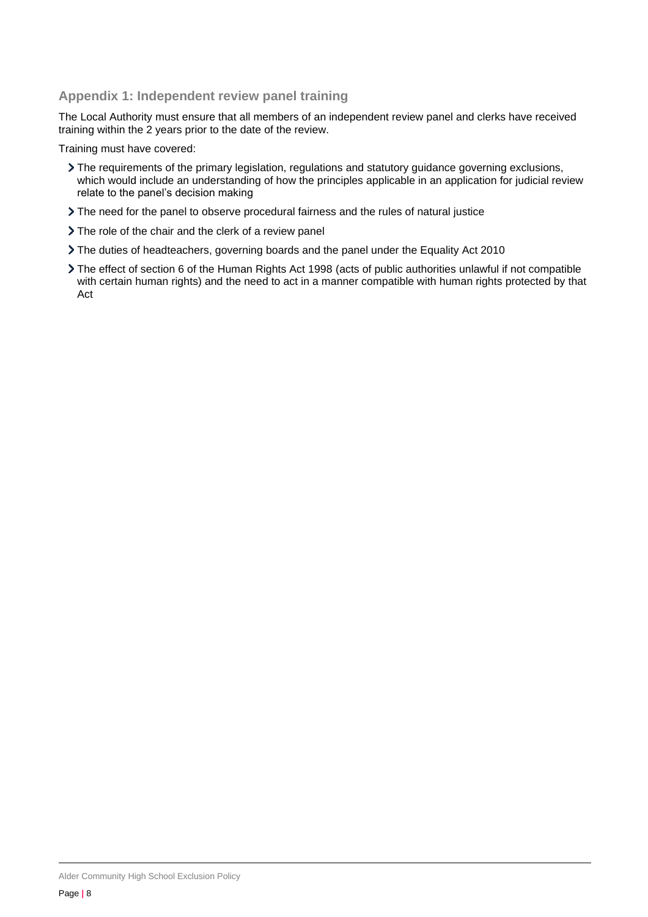## Appendix 1: Independent review panel training

The Local Authority must ensure that all members of an independent review panel and clerks have received training within the 2 years prior to the date of the review.

Training must have covered:

- The requirements of the primary legislation, regulations and statutory guidance governing exclusions, which would include an understanding of how the principles applicable in an application for judicial review relate to the panel's decision making
- The need for the panel to observe procedural fairness and the rules of natural justice
- The role of the chair and the clerk of a review panel
- The duties of headteachers, governing boards and the panel under the Equality Act 2010
- The effect of section 6 of the Human Rights Act 1998 (acts of public authorities unlawful if not compatible with certain human rights) and the need to act in a manner compatible with human rights protected by that Act